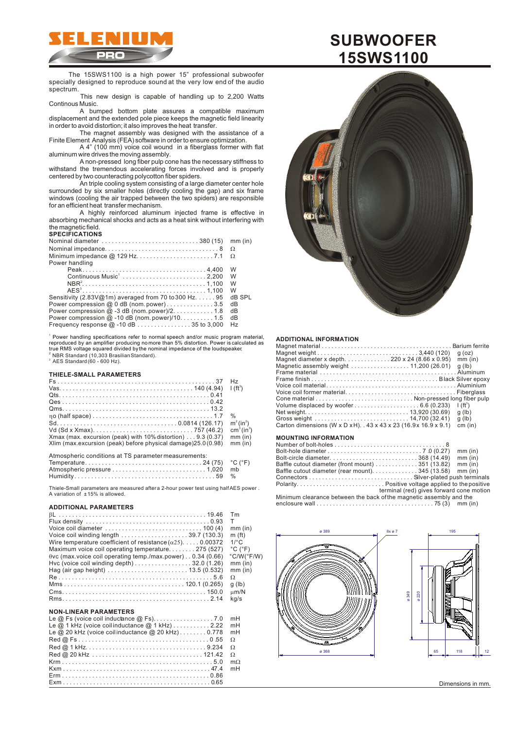# SUBWOOFER 15SWS1100

SELENIUM PRO

The 15SWS1100 is a high power 15" professional subwoofer specially designed to reproduce sound at the very low end of the audio spectrum.

This new design is capable of handling up to 2,200 Watts Continous Music.

A bumped bottom plate assures a compatible maximum displacement and the extended pole piece keeps the magnetic field linearity in order to avoid distortion; it also improves the heat transfer.

The magnet assembly was designed with the assistance of a Finite Element Analysis (FEA) software in order to ensure optimization.

A 4" (100 mm) voice coil wound in a fiberglass former with flat aluminum wire drives the moving assembly.

A non-pressed long fiber pulp cone has the necessary stiffness to withstand the tremendous accelerating forces involved and is properly centered by two counteracting polycotton fiber spiders.

An triple cooling system consisting of a large diameter center hole surrounded by six smaller holes (directly cooling the gap) and six frame windows (cooling the air trapped between the two spiders) are responsible for an efficient heat transfer mechanism.

A highly reinforced aluminum injected frame is effective in absorbing mechanical shocks and acts as a heat sink without interfering with the magnetic field.

## SPECIFICATIONS

| | | |
|---|---|---|
| Nominal diameter | 380 (15) | mm (in) |
| Nominal impedance | 8 | Ω |
| Minimum impedance @ 129 Hz | 7.1 | Ω |
| Power handling | | |
| Peak | 4,400 | W |
| Continuous Music[1] | 2,200 | W |
| NBR[2] | 1,100 | W |
| AES[3] | 1,100 | W |
| Sensitivity (2.83V@1m) averaged from 70 to 300 Hz | 95 | dB SPL |
| Power compression @ 0 dB (nom. power) | 3.5 | dB |
| Power compression @ -3 dB (nom. power)/2 | 1.8 | dB |
| Power compression @ -10 dB (nom. power)/10 | 1.5 | dB |
| Frequency response @ -10 dB | 35 to 3,000 | Hz |

[1] Power handling specifications refer to normal speech and/or music program material, reproduced by an amplifier producing no more than 5% distortion. Power is calculated as true RMS voltage squared divided by the nominal impedance of the loudspeaker.
[2] NBR Standard (10,303 Brasilian Standard).
[3] AES Standard (60 - 600 Hz).

## THIELE-SMALL PARAMETERS

| | | |
|---|---|---|
| Fs | 37 | Hz |
| Vas | 140 (4.94) | l ($ft^3$) |
| Qts | 0.41 | |
| Qes | 0.42 | |
| Qms | 13.2 | |
| ηo (half space) | 1.7 | % |
| Sd | 0.0814 (126.17) | $m^2$ ($in^2$) |
| Vd (Sd x Xmax) | 757 (46.2) | $cm^3$ ($in^3$) |
| Xmax (max. excursion (peak) with 10% distortion) | 9.3 (0.37) | mm (in) |
| Xlim (max.excursion (peak) before physical damage) | 25.0 (0.98) | mm (in) |

Atmospheric conditions at TS parameter measurements:

| | | |
|---|---|---|
| Temperature | 24 (75) | °C (°F) |
| Atmospheric pressure | 1,020 | mb |
| Humidity | 59 | % |

Thiele-Small parameters are measured after a 2-hour power test using half AES power. A variation of ±15% is allowed.

## ADDITIONAL PARAMETERS

| | | |
|---|---|---|
| βL | 19.46 | Tm |
| Flux density | 0.93 | T |
| Voice coil diameter | 100 (4) | mm (in) |
| Voice coil winding length | 39.7 (130.3) | m (ft) |
| Wire temperature coefficient of resistance (α25) | 0.00372 | 1/°C |
| Maximum voice coil operating temperature | 275 (527) | °C (°F) |
| θvc (max.voice coil operating temp./max.power) | 0.34 (0.66) | °C/W(°F/W) |
| Hvc (voice coil winding depth) | 32.0 (1.26) | mm (in) |
| Hag (air gap height) | 13.5 (0.532) | mm (in) |
| Re | 5.6 | Ω |
| Mms | 120.1 (0.265) | g (lb) |
| Cms | 150.0 | µm/N |
| Rms | 2.14 | kg/s |

## NON-LINEAR PARAMETERS

| | | |
|---|---|---|
| Le @ Fs (voice coil inductance @ Fs) | 7.0 | mH |
| Le @ 1 kHz (voice coil inductance @ 1 kHz) | 2.22 | mH |
| Le @ 20 kHz (voice coil inductance @ 20 kHz) | 0.778 | mH |
| Red @ Fs | 0.55 | Ω |
| Red @ 1 kHz | 9.234 | Ω |
| Red @ 20 kHz | 121.42 | Ω |
| Krm | 5.0 | mΩ |
| Kxm | 47.4 | mH |
| Erm | 0.86 | |
| Exm | 0.65 | |

## ADDITIONAL INFORMATION

| | | |
|---|---|---|
| Magnet material | Barium ferrite | |
| Magnet weight | 3,440 (120) | g (oz) |
| Magnet diameter x depth | 220 x 24 (8.66 x 0.95) | mm (in) |
| Magnetic assembly weight | 11,200 (26.01) | g (lb) |
| Frame material | Aluminum | |
| Frame finish | Black Silver epoxy | |
| Voice coil material | Aluminium | |
| Voice coil former material | Fiberglass | |
| Cone material | Non-pressed long fiber pulp | |
| Volume displaced by woofer | 6.6 (0.233) | l ($ft^3$) |
| Net weight | 13,920 (30.69) | g (lb) |
| Gross weight | 14,700 (32.41) | g (lb) |
| Carton dimensions (W x D x H) | 43 x 43 x 23 (16.9 x 16.9 x 9.1) | cm (in) |

## MOUNTING INFORMATION

| | | |
|---|---|---|
| Number of bolt-holes | 8 | |
| Bolt-hole diameter | 7.0 (0.27) | mm (in) |
| Bolt-circle diameter | 368 (14.49) | mm (in) |
| Baffle cutout diameter (front mount) | 351 (13.82) | mm (in) |
| Baffle cutout diameter (rear mount) | 345 (13.58) | mm (in) |
| Connectors | Silver-plated push terminals | |
| Polarity | Positive voltage applied to the positive terminal (red) gives forward cone motion | |
| Minimum clearance between the back of the magnetic assembly and the enclosure wall | 75 (3) | mm (in) |

ø 389

8x ø 7

195

ø 349

ø 220

ø 368

65

118

12

Dimensions in mm.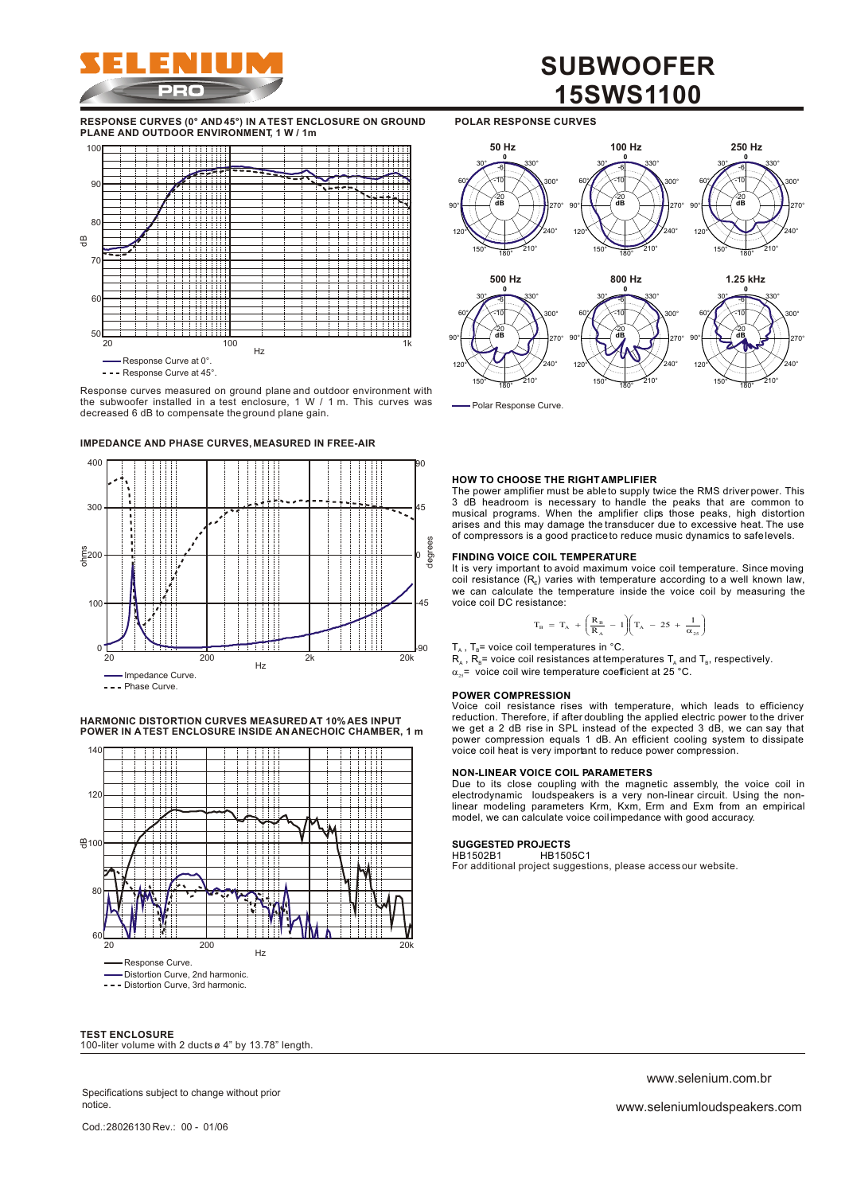# SUBWOOFER 15SWS1100

## RESPONSE CURVES (0° AND 45°) IN A TEST ENCLOSURE ON GROUND PLANE AND OUTDOOR ENVIRONMENT, 1 W / 1m

100
90
80
70
60
50
dB
20
100
1k
Hz

Response Curve at 0°.
Response Curve at 45°.

Response curves measured on ground plane and outdoor environment with the subwoofer installed in a test enclosure, 1 W / 1 m. This curves was decreased 6 dB to compensate the ground plane gain.

## POLAR RESPONSE CURVES

50 Hz
100 Hz
250 Hz
500 Hz
800 Hz
1.25 kHz

0
30°
330°
60°
300°
90°
270°
120°
240°
150°
210°
180°
-6
-10
-20
dB

Polar Response Curve.

## IMPEDANCE AND PHASE CURVES, MEASURED IN FREE-AIR

400
300
200
100
0
ohms
90
45
0
-45
-90
degrees
20
200
2k
20k
Hz

Impedance Curve.
Phase Curve.

## HARMONIC DISTORTION CURVES MEASURED AT 10% AES INPUT POWER IN A TEST ENCLOSURE INSIDE AN ANECHOIC CHAMBER, 1 m

140
120
100
80
60
dB
20
200
20k
Hz

Response Curve.
Distortion Curve, 2nd harmonic.
Distortion Curve, 3rd harmonic.

## HOW TO CHOOSE THE RIGHT AMPLIFIER

The power amplifier must be able to supply twice the RMS driver power. This 3 dB headroom is necessary to handle the peaks that are common to musical programs. When the amplifier clips those peaks, high distortion arises and this may damage the transducer due to excessive heat. The use of compressors is a good practice to reduce music dynamics to safe levels.

## FINDING VOICE COIL TEMPERATURE

It is very important to avoid maximum voice coil temperature. Since moving coil resistance ($R_E$) varies with temperature according to a well known law, we can calculate the temperature inside the voice coil by measuring the voice coil DC resistance:

$$T_B = T_A + \left(\frac{R_B}{R_A} - 1\right)\left(T_A - 25 + \frac{1}{\alpha_{25}}\right)$$

$T_A$, $T_B$ = voice coil temperatures in °C.
$R_A$, $R_B$ = voice coil resistances at temperatures $T_A$ and $T_B$, respectively.
$\alpha_{25}$ = voice coil wire temperature coefficient at 25 °C.

## POWER COMPRESSION

Voice coil resistance rises with temperature, which leads to efficiency reduction. Therefore, if after doubling the applied electric power to the driver we get a 2 dB rise in SPL instead of the expected 3 dB, we can say that power compression equals 1 dB. An efficient cooling system to dissipate voice coil heat is very important to reduce power compression.

## NON-LINEAR VOICE COIL PARAMETERS

Due to its close coupling with the magnetic assembly, the voice coil in electrodynamic loudspeakers is a very non-linear circuit. Using the non-linear modeling parameters Krm, Kxm, Erm and Exm from an empirical model, we can calculate voice coil impedance with good accuracy.

## SUGGESTED PROJECTS

HB1502B1 HB1505C1
For additional project suggestions, please access our website.

## TEST ENCLOSURE

100-liter volume with 2 ducts ø 4" by 13.78" length.

Specifications subject to change without prior notice.

www.selenium.com.br
www.seleniumloudspeakers.com

Cod.:28026130 Rev.: 00 - 01/06